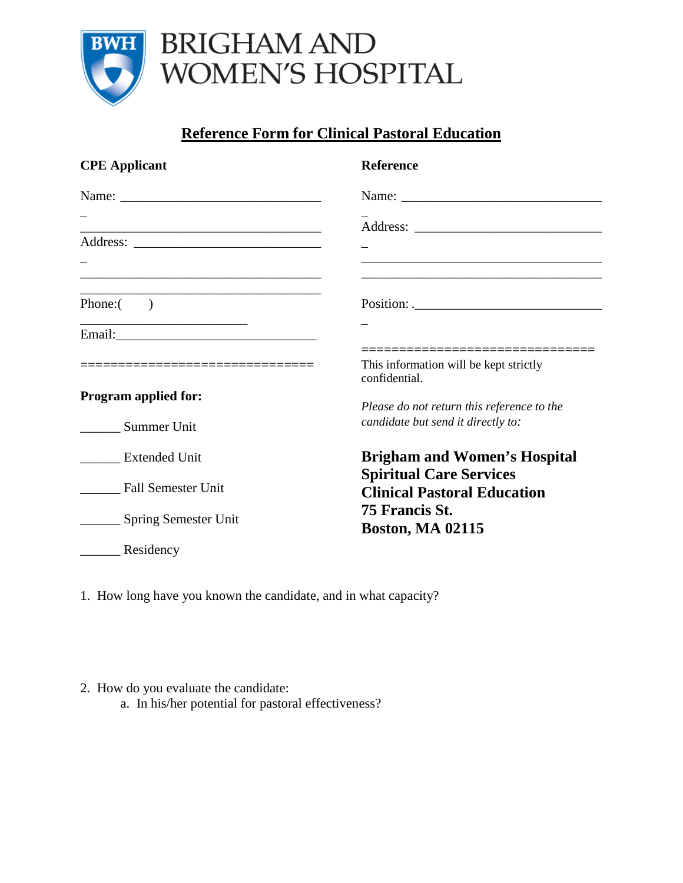BRIGHAM AND WOMEN'S HOSPITAL

# Reference Form for Clinical Pastoral Education

**CPE Applicant**

Name: ________________________________

Address: ______________________________

________________________________________

Phone:(      ) __________________________

Email:_________________________________

===============================

**Program applied for:**

______ Summer Unit

______ Extended Unit

______ Fall Semester Unit

______ Spring Semester Unit

______ Residency

**Reference**

Name: ________________________________

Address: ______________________________

________________________________________

Position: ______________________________

===============================

This information will be kept strictly confidential.

*Please do not return this reference to the candidate but send it directly to:*

**Brigham and Women's Hospital**
**Spiritual Care Services**
**Clinical Pastoral Education**
**75 Francis St.**
**Boston, MA 02115**

1. How long have you known the candidate, and in what capacity?

2. How do you evaluate the candidate:
   a. In his/her potential for pastoral effectiveness?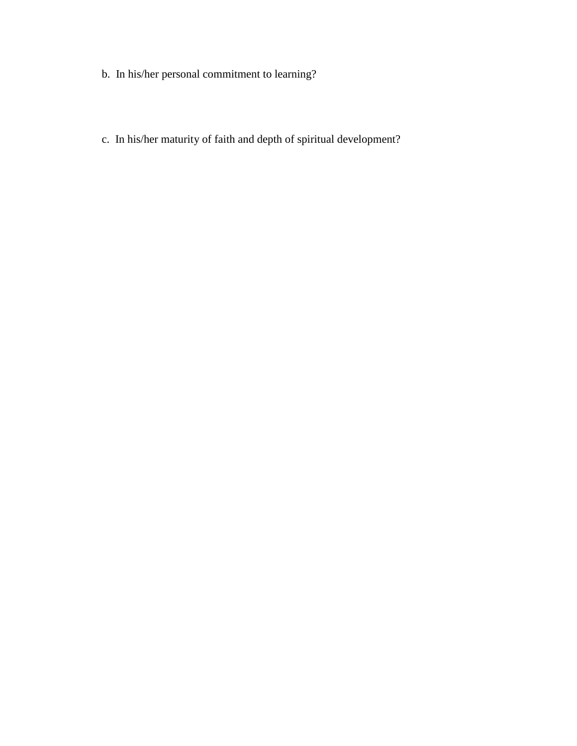b. In his/her personal commitment to learning?

c. In his/her maturity of faith and depth of spiritual development?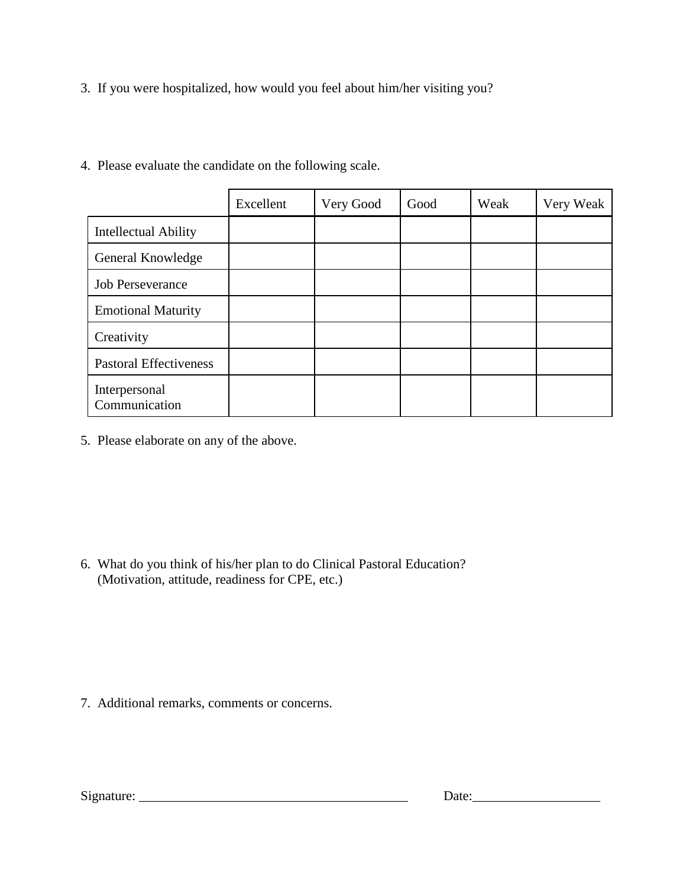3. If you were hospitalized, how would you feel about him/her visiting you?

4. Please evaluate the candidate on the following scale.

| | Excellent | Very Good | Good | Weak | Very Weak |
|---|---|---|---|---|---|
| Intellectual Ability | | | | | |
| General Knowledge | | | | | |
| Job Perseverance | | | | | |
| Emotional Maturity | | | | | |
| Creativity | | | | | |
| Pastoral Effectiveness | | | | | |
| Interpersonal Communication | | | | | |

5. Please elaborate on any of the above.

6. What do you think of his/her plan to do Clinical Pastoral Education? (Motivation, attitude, readiness for CPE, etc.)

7. Additional remarks, comments or concerns.

Signature: ________________________________________ Date:___________________